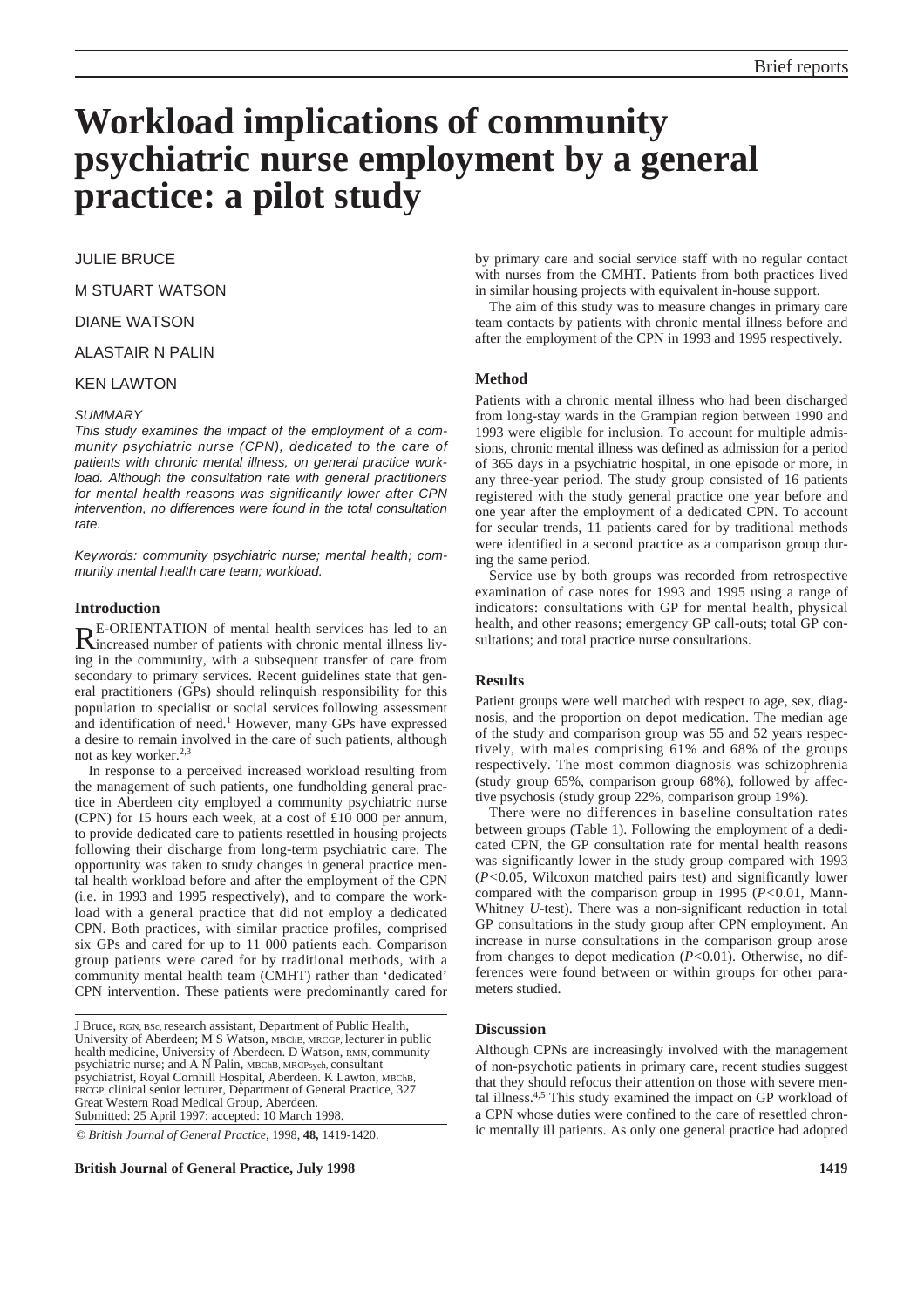Brief reports

# Workload implications of community psychiatric nurse employment by a general practice: a pilot study

JULIE BRUCE

M STUART WATSON

DIANE WATSON

ALASTAIR N PALIN

KEN LAWTON

*SUMMARY*

*This study examines the impact of the employment of a community psychiatric nurse (CPN), dedicated to the care of patients with chronic mental illness, on general practice workload. Although the consultation rate with general practitioners for mental health reasons was significantly lower after CPN intervention, no differences were found in the total consultation rate.*

*Keywords: community psychiatric nurse; mental health; community mental health care team; workload.*

## Introduction

RE-ORIENTATION of mental health services has led to an increased number of patients with chronic mental illness living in the community, with a subsequent transfer of care from secondary to primary services. Recent guidelines state that general practitioners (GPs) should relinquish responsibility for this population to specialist or social services following assessment and identification of need.[1] However, many GPs have expressed a desire to remain involved in the care of such patients, although not as key worker.[2,3]

In response to a perceived increased workload resulting from the management of such patients, one fundholding general practice in Aberdeen city employed a community psychiatric nurse (CPN) for 15 hours each week, at a cost of £10 000 per annum, to provide dedicated care to patients resettled in housing projects following their discharge from long-term psychiatric care. The opportunity was taken to study changes in general practice mental health workload before and after the employment of the CPN (i.e. in 1993 and 1995 respectively), and to compare the workload with a general practice that did not employ a dedicated CPN. Both practices, with similar practice profiles, comprised six GPs and cared for up to 11 000 patients each. Comparison group patients were cared for by traditional methods, with a community mental health team (CMHT) rather than 'dedicated' CPN intervention. These patients were predominantly cared for by primary care and social service staff with no regular contact with nurses from the CMHT. Patients from both practices lived in similar housing projects with equivalent in-house support.

The aim of this study was to measure changes in primary care team contacts by patients with chronic mental illness before and after the employment of the CPN in 1993 and 1995 respectively.

## Method

Patients with a chronic mental illness who had been discharged from long-stay wards in the Grampian region between 1990 and 1993 were eligible for inclusion. To account for multiple admissions, chronic mental illness was defined as admission for a period of 365 days in a psychiatric hospital, in one episode or more, in any three-year period. The study group consisted of 16 patients registered with the study general practice one year before and one year after the employment of a dedicated CPN. To account for secular trends, 11 patients cared for by traditional methods were identified in a second practice as a comparison group during the same period.

Service use by both groups was recorded from retrospective examination of case notes for 1993 and 1995 using a range of indicators: consultations with GP for mental health, physical health, and other reasons; emergency GP call-outs; total GP consultations; and total practice nurse consultations.

## Results

Patient groups were well matched with respect to age, sex, diagnosis, and the proportion on depot medication. The median age of the study and comparison group was 55 and 52 years respectively, with males comprising 61% and 68% of the groups respectively. The most common diagnosis was schizophrenia (study group 65%, comparison group 68%), followed by affective psychosis (study group 22%, comparison group 19%).

There were no differences in baseline consultation rates between groups (Table 1). Following the employment of a dedicated CPN, the GP consultation rate for mental health reasons was significantly lower in the study group compared with 1993 ($P<0.05$, Wilcoxon matched pairs test) and significantly lower compared with the comparison group in 1995 ($P<0.01$, Mann-Whitney *U*-test). There was a non-significant reduction in total GP consultations in the study group after CPN employment. An increase in nurse consultations in the comparison group arose from changes to depot medication ($P<0.01$). Otherwise, no differences were found between or within groups for other parameters studied.

## Discussion

Although CPNs are increasingly involved with the management of non-psychotic patients in primary care, recent studies suggest that they should refocus their attention on those with severe mental illness.[4,5] This study examined the impact on GP workload of a CPN whose duties were confined to the care of resettled chronic mentally ill patients. As only one general practice had adopted

J Bruce, RGN, BSc, research assistant, Department of Public Health, University of Aberdeen; M S Watson, MBChB, MRCGP, lecturer in public health medicine, University of Aberdeen. D Watson, RMN, community psychiatric nurse; and A N Palin, MBChB, MRCPsych, consultant psychiatrist, Royal Cornhill Hospital, Aberdeen. K Lawton, MBChB, FRCGP, clinical senior lecturer, Department of General Practice, 327 Great Western Road Medical Group, Aberdeen.
Submitted: 25 April 1997; accepted: 10 March 1998.

© *British Journal of General Practice*, 1998, **48,** 1419-1420.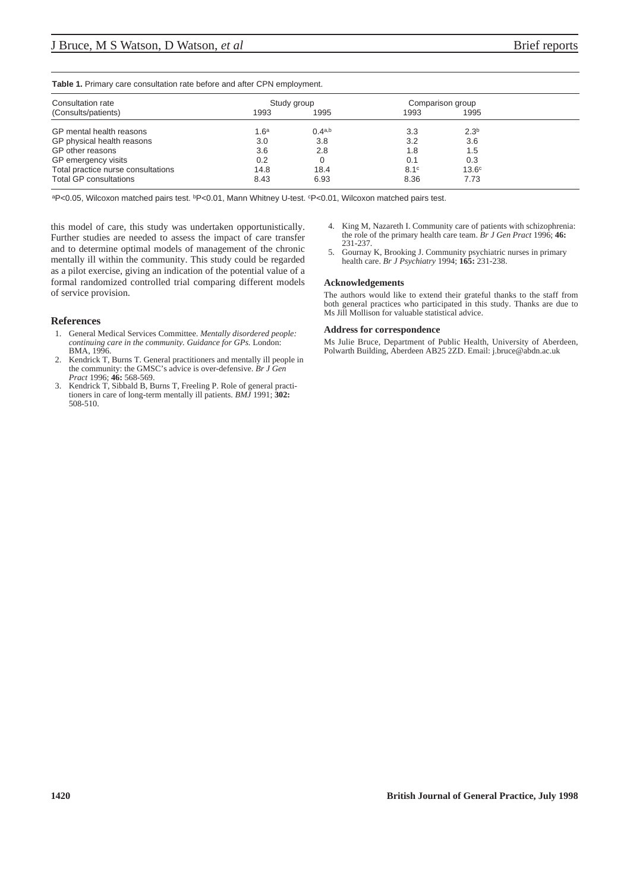**Table 1.** Primary care consultation rate before and after CPN employment.

| Consultation rate (Consults/patients) | Study group | | Comparison group | |
|---|---|---|---|---|
| | 1993 | 1995 | 1993 | 1995 |
| GP mental health reasons | 1.6[a] | 0.4[a,b] | 3.3 | 2.3[b] |
| GP physical health reasons | 3.0 | 3.8 | 3.2 | 3.6 |
| GP other reasons | 3.6 | 2.8 | 1.8 | 1.5 |
| GP emergency visits | 0.2 | 0 | 0.1 | 0.3 |
| Total practice nurse consultations | 14.8 | 18.4 | 8.1[c] | 13.6[c] |
| Total GP consultations | 8.43 | 6.93 | 8.36 | 7.73 |

[a]$P<0.05$, Wilcoxon matched pairs test. [b]$P<0.01$, Mann Whitney U-test. [c]$P<0.01$, Wilcoxon matched pairs test.

this model of care, this study was undertaken opportunistically. Further studies are needed to assess the impact of care transfer and to determine optimal models of management of the chronic mentally ill within the community. This study could be regarded as a pilot exercise, giving an indication of the potential value of a formal randomized controlled trial comparing different models of service provision.

## References

1. General Medical Services Committee. *Mentally disordered people: continuing care in the community. Guidance for GPs.* London: BMA, 1996.
2. Kendrick T, Burns T. General practitioners and mentally ill people in the community: the GMSC's advice is over-defensive. *Br J Gen Pract* 1996; **46:** 568-569.
3. Kendrick T, Sibbald B, Burns T, Freeling P. Role of general practitioners in care of long-term mentally ill patients. *BMJ* 1991; **302:** 508-510.
4. King M, Nazareth I. Community care of patients with schizophrenia: the role of the primary health care team. *Br J Gen Pract* 1996; **46:** 231-237.
5. Gournay K, Brooking J. Community psychiatric nurses in primary health care. *Br J Psychiatry* 1994; **165:** 231-238.

### Acknowledgements

The authors would like to extend their grateful thanks to the staff from both general practices who participated in this study. Thanks are due to Ms Jill Mollison for valuable statistical advice.

### Address for correspondence

Ms Julie Bruce, Department of Public Health, University of Aberdeen, Polwarth Building, Aberdeen AB25 2ZD. Email: j.bruce@abdn.ac.uk